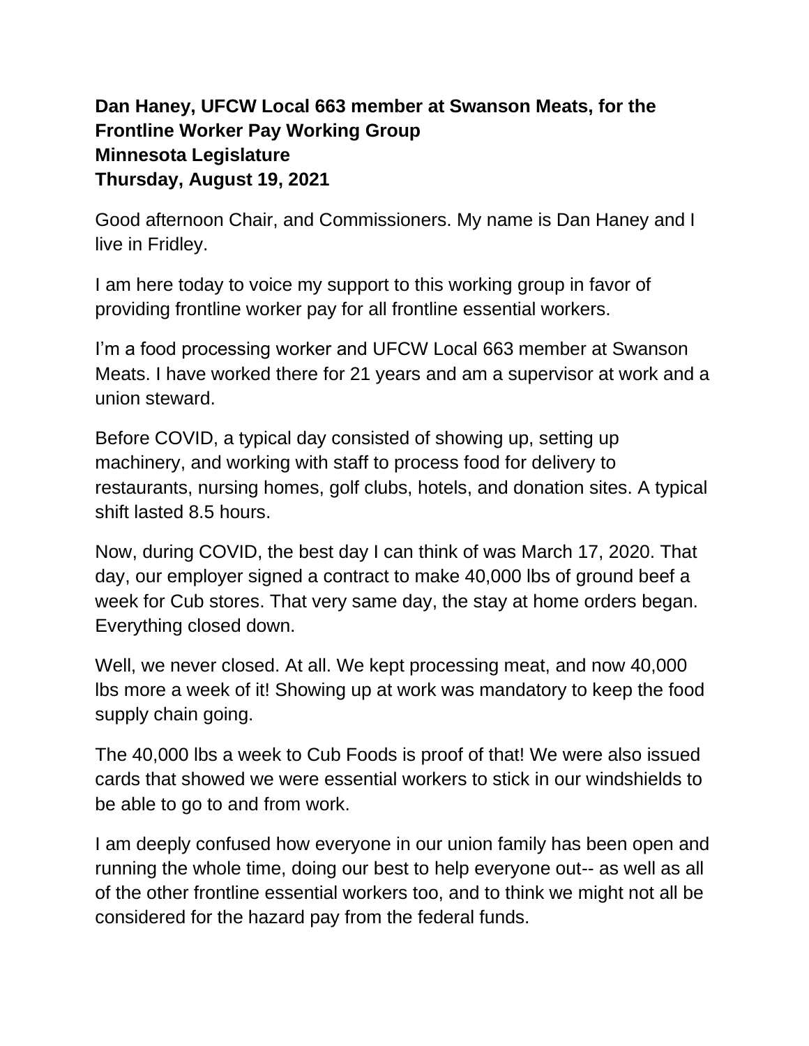**Dan Haney, UFCW Local 663 member at Swanson Meats, for the Frontline Worker Pay Working Group**
**Minnesota Legislature**
**Thursday, August 19, 2021**

Good afternoon Chair, and Commissioners. My name is Dan Haney and I live in Fridley.

I am here today to voice my support to this working group in favor of providing frontline worker pay for all frontline essential workers.

I'm a food processing worker and UFCW Local 663 member at Swanson Meats. I have worked there for 21 years and am a supervisor at work and a union steward.

Before COVID, a typical day consisted of showing up, setting up machinery, and working with staff to process food for delivery to restaurants, nursing homes, golf clubs, hotels, and donation sites. A typical shift lasted 8.5 hours.

Now, during COVID, the best day I can think of was March 17, 2020. That day, our employer signed a contract to make 40,000 lbs of ground beef a week for Cub stores. That very same day, the stay at home orders began. Everything closed down.

Well, we never closed. At all. We kept processing meat, and now 40,000 lbs more a week of it! Showing up at work was mandatory to keep the food supply chain going.

The 40,000 lbs a week to Cub Foods is proof of that! We were also issued cards that showed we were essential workers to stick in our windshields to be able to go to and from work.

I am deeply confused how everyone in our union family has been open and running the whole time, doing our best to help everyone out-- as well as all of the other frontline essential workers too, and to think we might not all be considered for the hazard pay from the federal funds.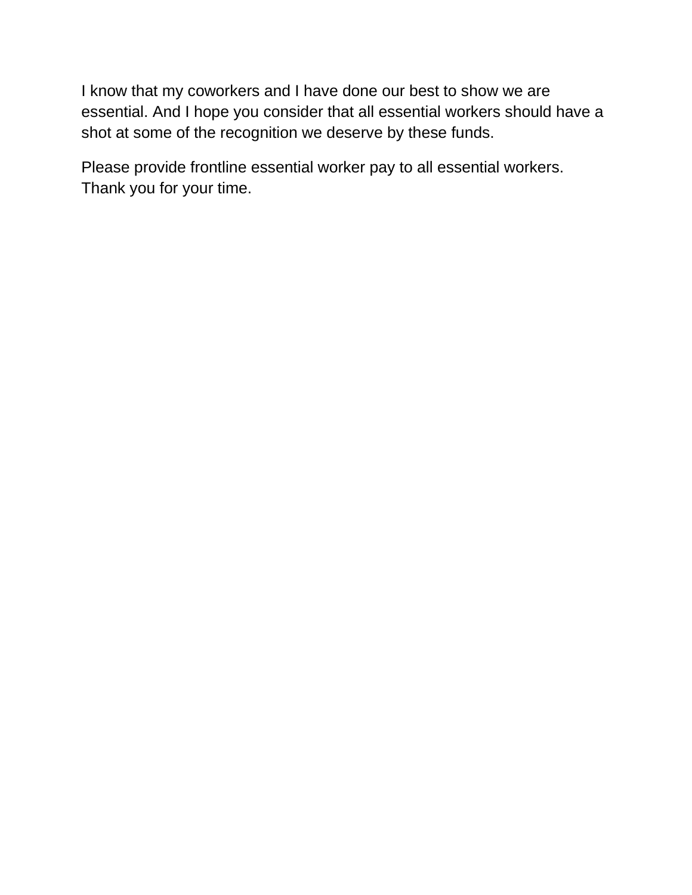I know that my coworkers and I have done our best to show we are essential. And I hope you consider that all essential workers should have a shot at some of the recognition we deserve by these funds.

Please provide frontline essential worker pay to all essential workers. Thank you for your time.